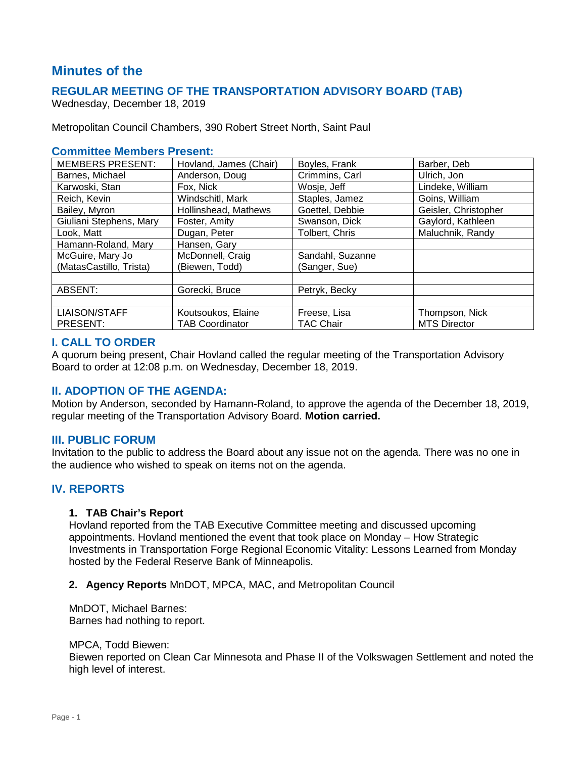# Minutes of the

## REGULAR MEETING OF THE TRANSPORTATION ADVISORY BOARD (TAB)

Wednesday, December 18, 2019

Metropolitan Council Chambers, 390 Robert Street North, Saint Paul

### Committee Members Present:

| MEMBERS PRESENT: | Hovland, James (Chair) | Boyles, Frank | Barber, Deb |
|---|---|---|---|
| Barnes, Michael | Anderson, Doug | Crimmins, Carl | Ulrich, Jon |
| Karwoski, Stan | Fox, Nick | Wosje, Jeff | Lindeke, William |
| Reich, Kevin | Windschitl, Mark | Staples, Jamez | Goins, William |
| Bailey, Myron | Hollinshead, Mathews | Goettel, Debbie | Geisler, Christopher |
| Giuliani Stephens, Mary | Foster, Amity | Swanson, Dick | Gaylord, Kathleen |
| Look, Matt | Dugan, Peter | Tolbert, Chris | Maluchnik, Randy |
| Hamann-Roland, Mary | Hansen, Gary | | |
| ~~McGuire, Mary Jo~~ (MatasCastillo, Trista) | ~~McDonnell, Craig~~ (Biewen, Todd) | ~~Sandahl, Suzanne~~ (Sanger, Sue) | |
| | | | |
| ABSENT: | Gorecki, Bruce | Petryk, Becky | |
| | | | |
| LIAISON/STAFF PRESENT: | Koutsoukos, Elaine TAB Coordinator | Freese, Lisa TAC Chair | Thompson, Nick MTS Director |

### I. CALL TO ORDER

A quorum being present, Chair Hovland called the regular meeting of the Transportation Advisory Board to order at 12:08 p.m. on Wednesday, December 18, 2019.

### II. ADOPTION OF THE AGENDA:

Motion by Anderson, seconded by Hamann-Roland, to approve the agenda of the December 18, 2019, regular meeting of the Transportation Advisory Board. **Motion carried.**

### III. PUBLIC FORUM

Invitation to the public to address the Board about any issue not on the agenda. There was no one in the audience who wished to speak on items not on the agenda.

### IV. REPORTS

**1. TAB Chair's Report**

Hovland reported from the TAB Executive Committee meeting and discussed upcoming appointments. Hovland mentioned the event that took place on Monday – How Strategic Investments in Transportation Forge Regional Economic Vitality: Lessons Learned from Monday hosted by the Federal Reserve Bank of Minneapolis.

**2. Agency Reports** MnDOT, MPCA, MAC, and Metropolitan Council

MnDOT, Michael Barnes:
Barnes had nothing to report.

MPCA, Todd Biewen:
Biewen reported on Clean Car Minnesota and Phase II of the Volkswagen Settlement and noted the high level of interest.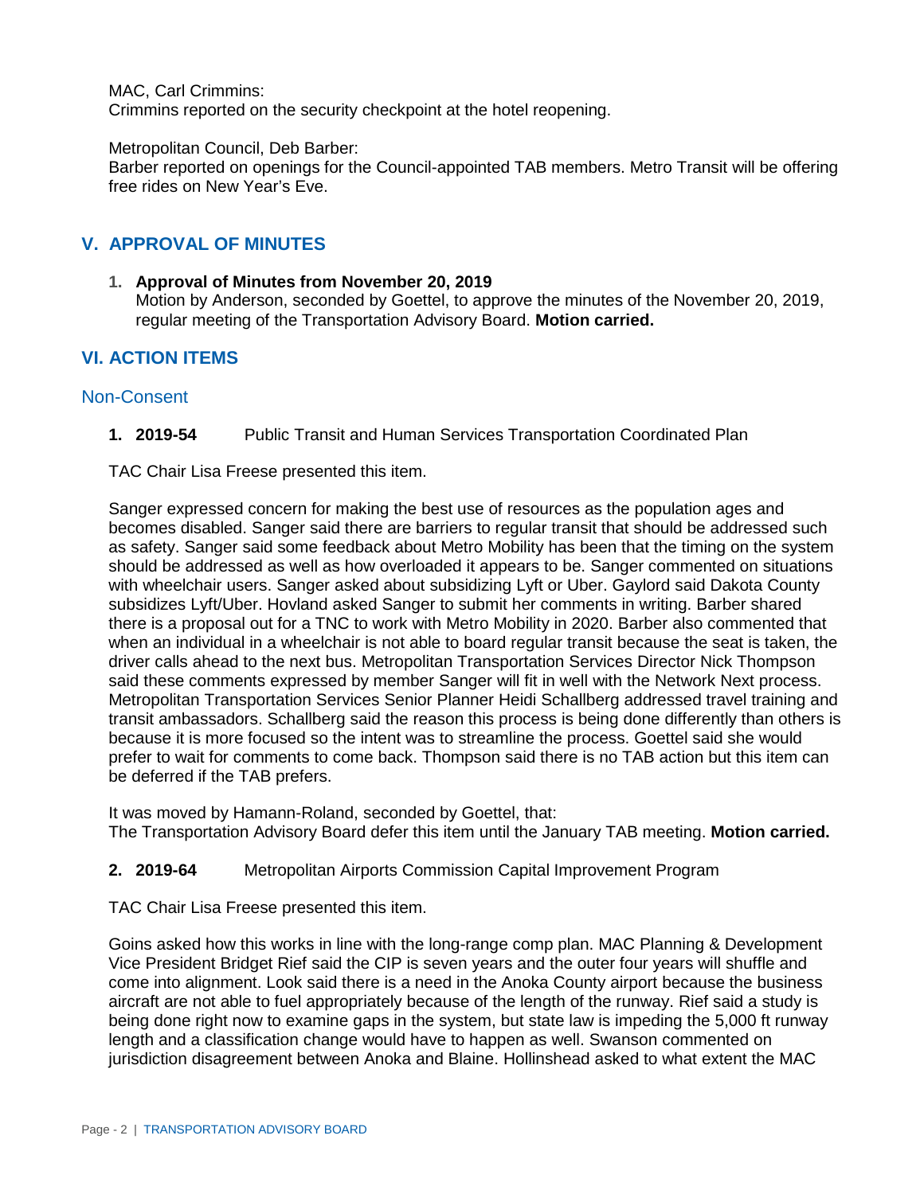MAC, Carl Crimmins:
Crimmins reported on the security checkpoint at the hotel reopening.

Metropolitan Council, Deb Barber:
Barber reported on openings for the Council-appointed TAB members. Metro Transit will be offering free rides on New Year's Eve.

## V. APPROVAL OF MINUTES

1. **Approval of Minutes from November 20, 2019**
   Motion by Anderson, seconded by Goettel, to approve the minutes of the November 20, 2019, regular meeting of the Transportation Advisory Board. **Motion carried.**

## VI. ACTION ITEMS

### Non-Consent

1. **2019-54** Public Transit and Human Services Transportation Coordinated Plan

TAC Chair Lisa Freese presented this item.

Sanger expressed concern for making the best use of resources as the population ages and becomes disabled. Sanger said there are barriers to regular transit that should be addressed such as safety. Sanger said some feedback about Metro Mobility has been that the timing on the system should be addressed as well as how overloaded it appears to be. Sanger commented on situations with wheelchair users. Sanger asked about subsidizing Lyft or Uber. Gaylord said Dakota County subsidizes Lyft/Uber. Hovland asked Sanger to submit her comments in writing. Barber shared there is a proposal out for a TNC to work with Metro Mobility in 2020. Barber also commented that when an individual in a wheelchair is not able to board regular transit because the seat is taken, the driver calls ahead to the next bus. Metropolitan Transportation Services Director Nick Thompson said these comments expressed by member Sanger will fit in well with the Network Next process. Metropolitan Transportation Services Senior Planner Heidi Schallberg addressed travel training and transit ambassadors. Schallberg said the reason this process is being done differently than others is because it is more focused so the intent was to streamline the process. Goettel said she would prefer to wait for comments to come back. Thompson said there is no TAB action but this item can be deferred if the TAB prefers.

It was moved by Hamann-Roland, seconded by Goettel, that:
The Transportation Advisory Board defer this item until the January TAB meeting. **Motion carried.**

2. **2019-64** Metropolitan Airports Commission Capital Improvement Program

TAC Chair Lisa Freese presented this item.

Goins asked how this works in line with the long-range comp plan. MAC Planning & Development Vice President Bridget Rief said the CIP is seven years and the outer four years will shuffle and come into alignment. Look said there is a need in the Anoka County airport because the business aircraft are not able to fuel appropriately because of the length of the runway. Rief said a study is being done right now to examine gaps in the system, but state law is impeding the 5,000 ft runway length and a classification change would have to happen as well. Swanson commented on jurisdiction disagreement between Anoka and Blaine. Hollinshead asked to what extent the MAC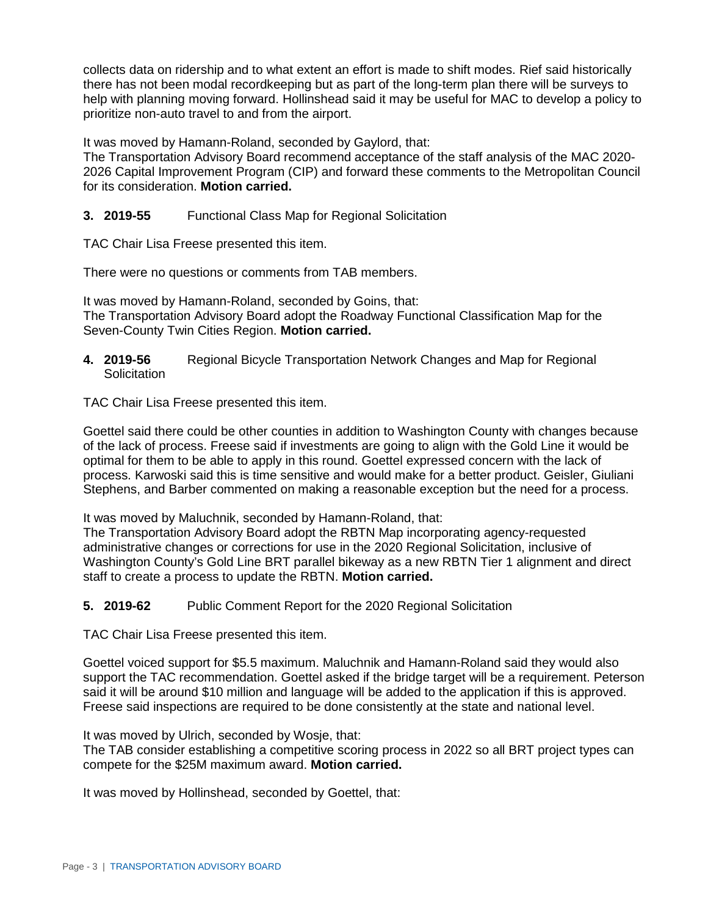collects data on ridership and to what extent an effort is made to shift modes. Rief said historically there has not been modal recordkeeping but as part of the long-term plan there will be surveys to help with planning moving forward. Hollinshead said it may be useful for MAC to develop a policy to prioritize non-auto travel to and from the airport.

It was moved by Hamann-Roland, seconded by Gaylord, that:
The Transportation Advisory Board recommend acceptance of the staff analysis of the MAC 2020-2026 Capital Improvement Program (CIP) and forward these comments to the Metropolitan Council for its consideration. **Motion carried.**

**3. 2019-55** Functional Class Map for Regional Solicitation

TAC Chair Lisa Freese presented this item.

There were no questions or comments from TAB members.

It was moved by Hamann-Roland, seconded by Goins, that:
The Transportation Advisory Board adopt the Roadway Functional Classification Map for the Seven-County Twin Cities Region. **Motion carried.**

**4. 2019-56** Regional Bicycle Transportation Network Changes and Map for Regional Solicitation

TAC Chair Lisa Freese presented this item.

Goettel said there could be other counties in addition to Washington County with changes because of the lack of process. Freese said if investments are going to align with the Gold Line it would be optimal for them to be able to apply in this round. Goettel expressed concern with the lack of process. Karwoski said this is time sensitive and would make for a better product. Geisler, Giuliani Stephens, and Barber commented on making a reasonable exception but the need for a process.

It was moved by Maluchnik, seconded by Hamann-Roland, that:
The Transportation Advisory Board adopt the RBTN Map incorporating agency-requested administrative changes or corrections for use in the 2020 Regional Solicitation, inclusive of Washington County's Gold Line BRT parallel bikeway as a new RBTN Tier 1 alignment and direct staff to create a process to update the RBTN. **Motion carried.**

**5. 2019-62** Public Comment Report for the 2020 Regional Solicitation

TAC Chair Lisa Freese presented this item.

Goettel voiced support for $5.5 maximum. Maluchnik and Hamann-Roland said they would also support the TAC recommendation. Goettel asked if the bridge target will be a requirement. Peterson said it will be around $10 million and language will be added to the application if this is approved. Freese said inspections are required to be done consistently at the state and national level.

It was moved by Ulrich, seconded by Wosje, that:
The TAB consider establishing a competitive scoring process in 2022 so all BRT project types can compete for the $25M maximum award. **Motion carried.**

It was moved by Hollinshead, seconded by Goettel, that: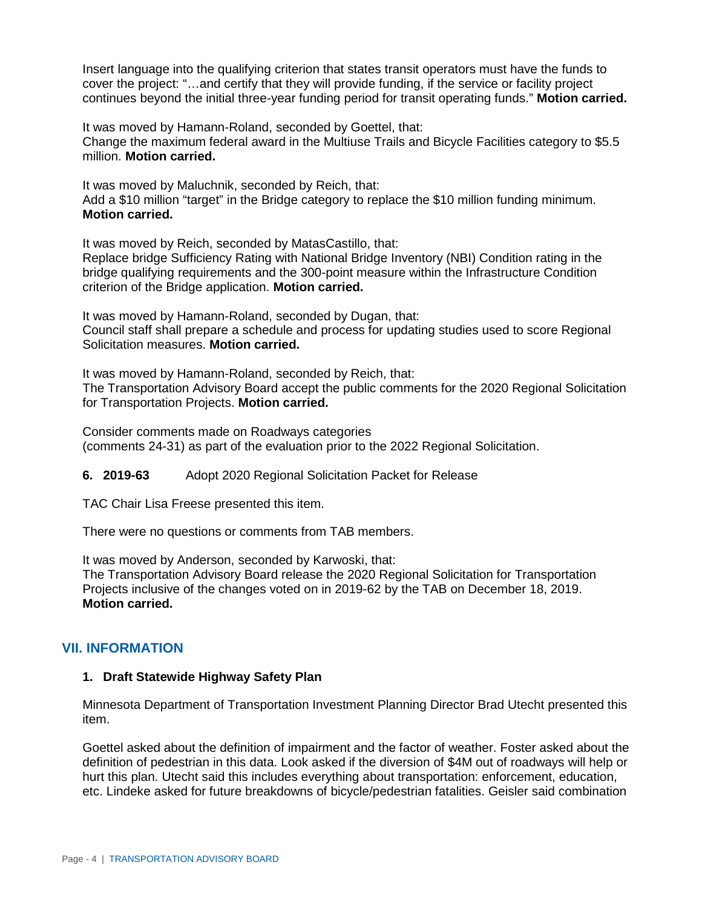Insert language into the qualifying criterion that states transit operators must have the funds to cover the project: "…and certify that they will provide funding, if the service or facility project continues beyond the initial three-year funding period for transit operating funds." **Motion carried.**

It was moved by Hamann-Roland, seconded by Goettel, that:
Change the maximum federal award in the Multiuse Trails and Bicycle Facilities category to $5.5 million. **Motion carried.**

It was moved by Maluchnik, seconded by Reich, that:
Add a $10 million "target" in the Bridge category to replace the $10 million funding minimum. **Motion carried.**

It was moved by Reich, seconded by MatasCastillo, that:
Replace bridge Sufficiency Rating with National Bridge Inventory (NBI) Condition rating in the bridge qualifying requirements and the 300-point measure within the Infrastructure Condition criterion of the Bridge application. **Motion carried.**

It was moved by Hamann-Roland, seconded by Dugan, that:
Council staff shall prepare a schedule and process for updating studies used to score Regional Solicitation measures. **Motion carried.**

It was moved by Hamann-Roland, seconded by Reich, that:
The Transportation Advisory Board accept the public comments for the 2020 Regional Solicitation for Transportation Projects. **Motion carried.**

Consider comments made on Roadways categories (comments 24-31) as part of the evaluation prior to the 2022 Regional Solicitation.

**6. 2019-63** Adopt 2020 Regional Solicitation Packet for Release

TAC Chair Lisa Freese presented this item.

There were no questions or comments from TAB members.

It was moved by Anderson, seconded by Karwoski, that:
The Transportation Advisory Board release the 2020 Regional Solicitation for Transportation Projects inclusive of the changes voted on in 2019-62 by the TAB on December 18, 2019. **Motion carried.**

## VII. INFORMATION

### 1. Draft Statewide Highway Safety Plan

Minnesota Department of Transportation Investment Planning Director Brad Utecht presented this item.

Goettel asked about the definition of impairment and the factor of weather. Foster asked about the definition of pedestrian in this data. Look asked if the diversion of $4M out of roadways will help or hurt this plan. Utecht said this includes everything about transportation: enforcement, education, etc. Lindeke asked for future breakdowns of bicycle/pedestrian fatalities. Geisler said combination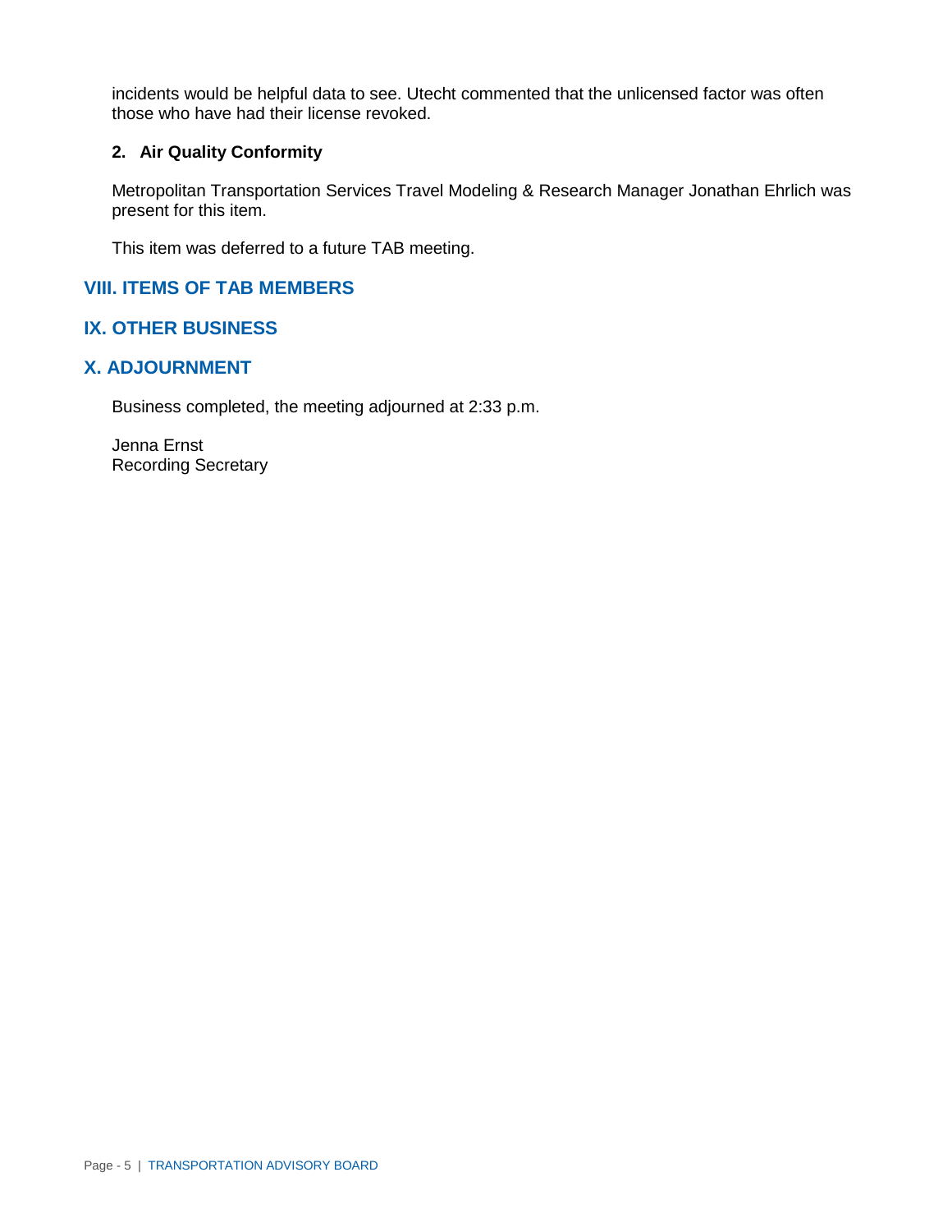incidents would be helpful data to see. Utecht commented that the unlicensed factor was often those who have had their license revoked.

### 2. Air Quality Conformity

Metropolitan Transportation Services Travel Modeling & Research Manager Jonathan Ehrlich was present for this item.

This item was deferred to a future TAB meeting.

## VIII. ITEMS OF TAB MEMBERS

## IX. OTHER BUSINESS

## X. ADJOURNMENT

Business completed, the meeting adjourned at 2:33 p.m.

Jenna Ernst
Recording Secretary